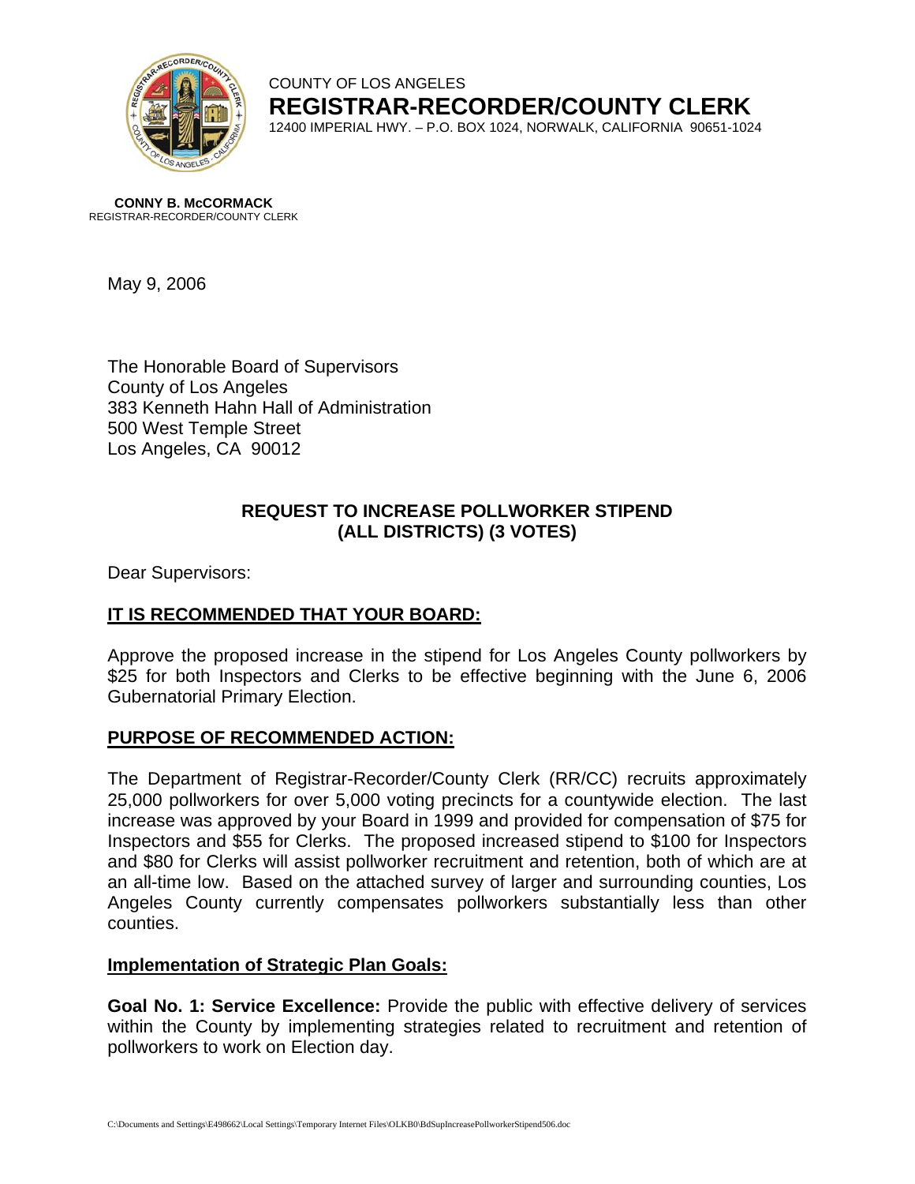COUNTY OF LOS ANGELES

**REGISTRAR-RECORDER/COUNTY CLERK**

12400 IMPERIAL HWY. – P.O. BOX 1024, NORWALK, CALIFORNIA 90651-1024

**CONNY B. McCORMACK**
REGISTRAR-RECORDER/COUNTY CLERK

May 9, 2006

The Honorable Board of Supervisors
County of Los Angeles
383 Kenneth Hahn Hall of Administration
500 West Temple Street
Los Angeles, CA 90012

**REQUEST TO INCREASE POLLWORKER STIPEND**
**(ALL DISTRICTS) (3 VOTES)**

Dear Supervisors:

## IT IS RECOMMENDED THAT YOUR BOARD:

Approve the proposed increase in the stipend for Los Angeles County pollworkers by $25 for both Inspectors and Clerks to be effective beginning with the June 6, 2006 Gubernatorial Primary Election.

## PURPOSE OF RECOMMENDED ACTION:

The Department of Registrar-Recorder/County Clerk (RR/CC) recruits approximately 25,000 pollworkers for over 5,000 voting precincts for a countywide election. The last increase was approved by your Board in 1999 and provided for compensation of $75 for Inspectors and $55 for Clerks. The proposed increased stipend to $100 for Inspectors and $80 for Clerks will assist pollworker recruitment and retention, both of which are at an all-time low. Based on the attached survey of larger and surrounding counties, Los Angeles County currently compensates pollworkers substantially less than other counties.

### Implementation of Strategic Plan Goals:

**Goal No. 1: Service Excellence:** Provide the public with effective delivery of services within the County by implementing strategies related to recruitment and retention of pollworkers to work on Election day.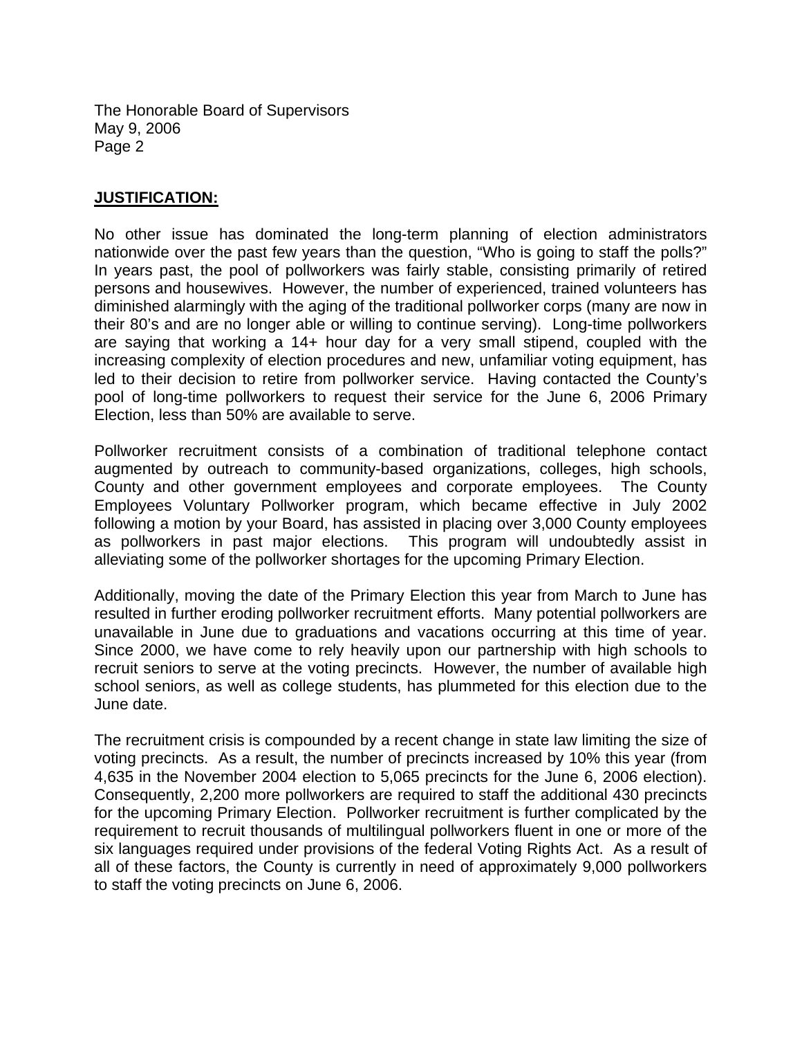## JUSTIFICATION:

No other issue has dominated the long-term planning of election administrators nationwide over the past few years than the question, "Who is going to staff the polls?" In years past, the pool of pollworkers was fairly stable, consisting primarily of retired persons and housewives. However, the number of experienced, trained volunteers has diminished alarmingly with the aging of the traditional pollworker corps (many are now in their 80's and are no longer able or willing to continue serving). Long-time pollworkers are saying that working a 14+ hour day for a very small stipend, coupled with the increasing complexity of election procedures and new, unfamiliar voting equipment, has led to their decision to retire from pollworker service. Having contacted the County's pool of long-time pollworkers to request their service for the June 6, 2006 Primary Election, less than 50% are available to serve.

Pollworker recruitment consists of a combination of traditional telephone contact augmented by outreach to community-based organizations, colleges, high schools, County and other government employees and corporate employees. The County Employees Voluntary Pollworker program, which became effective in July 2002 following a motion by your Board, has assisted in placing over 3,000 County employees as pollworkers in past major elections. This program will undoubtedly assist in alleviating some of the pollworker shortages for the upcoming Primary Election.

Additionally, moving the date of the Primary Election this year from March to June has resulted in further eroding pollworker recruitment efforts. Many potential pollworkers are unavailable in June due to graduations and vacations occurring at this time of year. Since 2000, we have come to rely heavily upon our partnership with high schools to recruit seniors to serve at the voting precincts. However, the number of available high school seniors, as well as college students, has plummeted for this election due to the June date.

The recruitment crisis is compounded by a recent change in state law limiting the size of voting precincts. As a result, the number of precincts increased by 10% this year (from 4,635 in the November 2004 election to 5,065 precincts for the June 6, 2006 election). Consequently, 2,200 more pollworkers are required to staff the additional 430 precincts for the upcoming Primary Election. Pollworker recruitment is further complicated by the requirement to recruit thousands of multilingual pollworkers fluent in one or more of the six languages required under provisions of the federal Voting Rights Act. As a result of all of these factors, the County is currently in need of approximately 9,000 pollworkers to staff the voting precincts on June 6, 2006.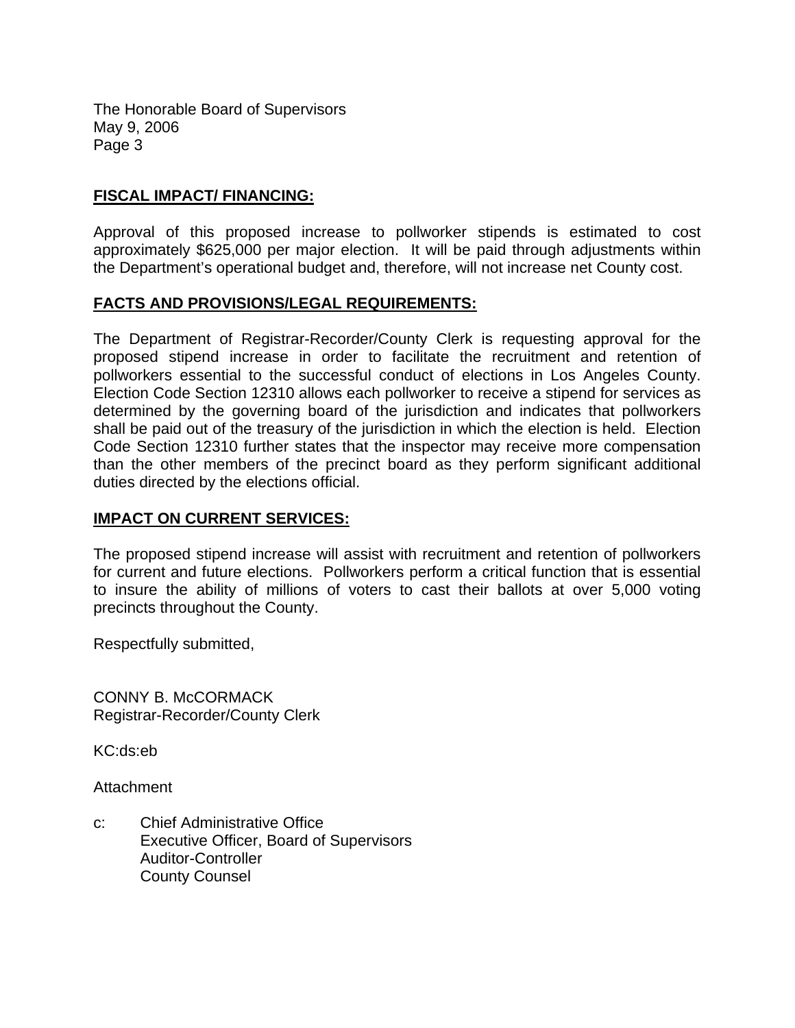The Honorable Board of Supervisors
May 9, 2006

**FISCAL IMPACT/ FINANCING:**

Approval of this proposed increase to pollworker stipends is estimated to cost approximately $625,000 per major election. It will be paid through adjustments within the Department's operational budget and, therefore, will not increase net County cost.

**FACTS AND PROVISIONS/LEGAL REQUIREMENTS:**

The Department of Registrar-Recorder/County Clerk is requesting approval for the proposed stipend increase in order to facilitate the recruitment and retention of pollworkers essential to the successful conduct of elections in Los Angeles County. Election Code Section 12310 allows each pollworker to receive a stipend for services as determined by the governing board of the jurisdiction and indicates that pollworkers shall be paid out of the treasury of the jurisdiction in which the election is held. Election Code Section 12310 further states that the inspector may receive more compensation than the other members of the precinct board as they perform significant additional duties directed by the elections official.

**IMPACT ON CURRENT SERVICES:**

The proposed stipend increase will assist with recruitment and retention of pollworkers for current and future elections. Pollworkers perform a critical function that is essential to insure the ability of millions of voters to cast their ballots at over 5,000 voting precincts throughout the County.

Respectfully submitted,

CONNY B. McCORMACK
Registrar-Recorder/County Clerk

KC:ds:eb

Attachment

c: Chief Administrative Office
 Executive Officer, Board of Supervisors
 Auditor-Controller
 County Counsel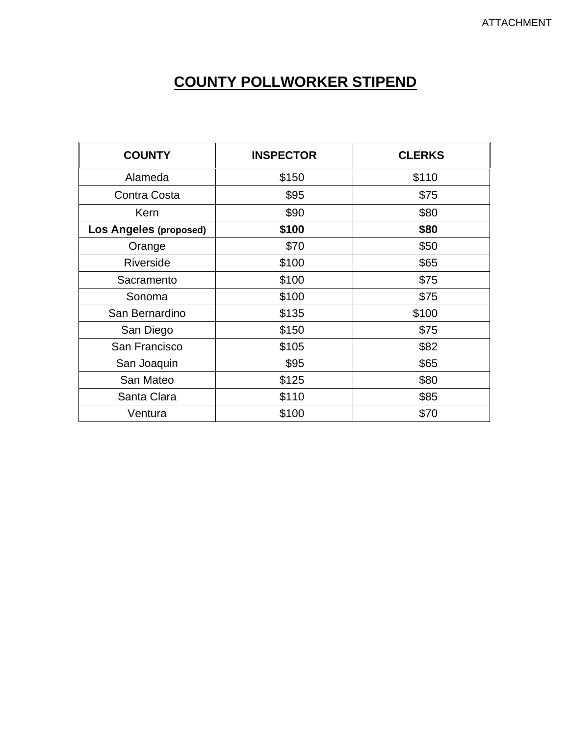ATTACHMENT

# COUNTY POLLWORKER STIPEND

| COUNTY | INSPECTOR | CLERKS |
|---|---|---|
| Alameda | $150 | $110 |
| Contra Costa | $95 | $75 |
| Kern | $90 | $80 |
| **Los Angeles (proposed)** | **$100** | **$80** |
| Orange | $70 | $50 |
| Riverside | $100 | $65 |
| Sacramento | $100 | $75 |
| Sonoma | $100 | $75 |
| San Bernardino | $135 | $100 |
| San Diego | $150 | $75 |
| San Francisco | $105 | $82 |
| San Joaquin | $95 | $65 |
| San Mateo | $125 | $80 |
| Santa Clara | $110 | $85 |
| Ventura | $100 | $70 |